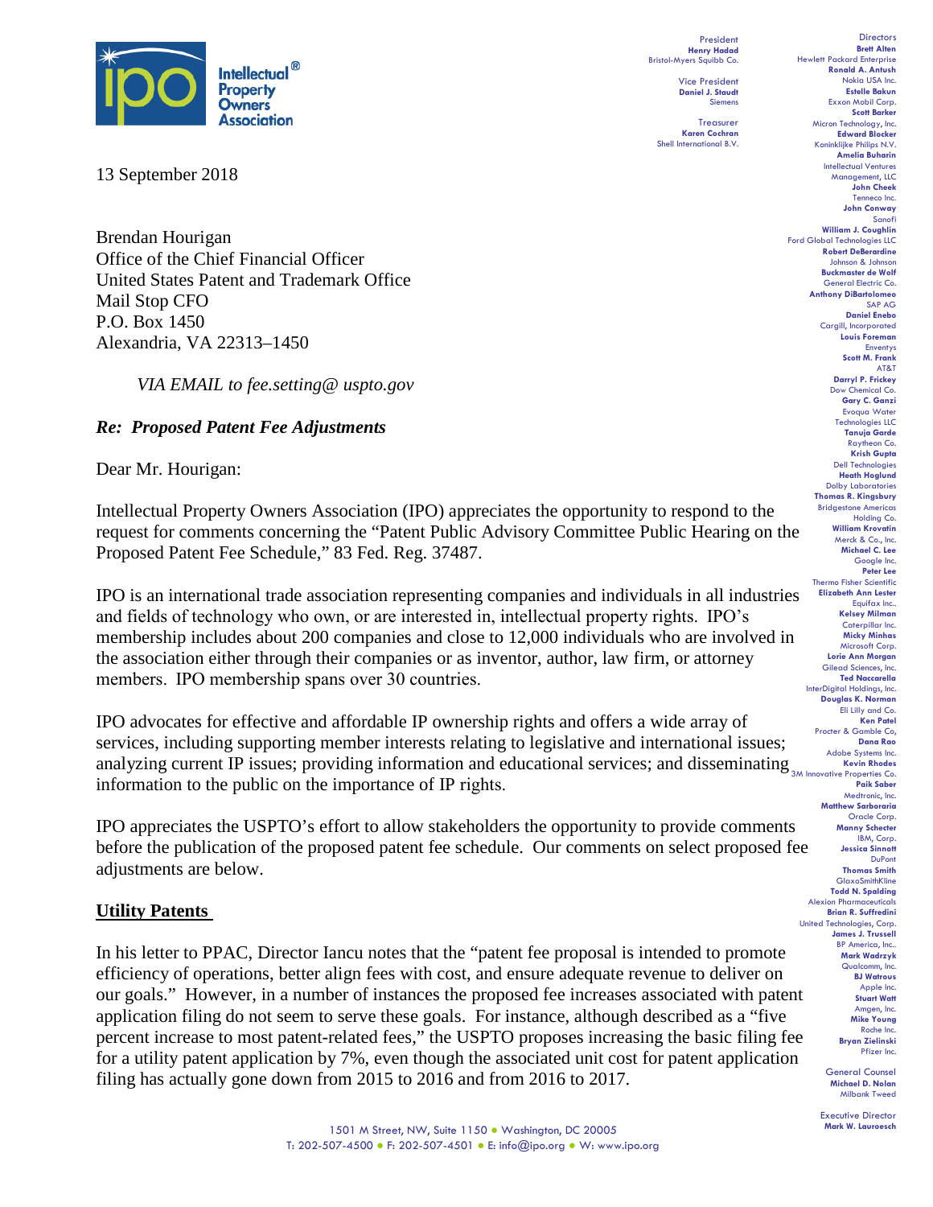**Intellectual Property Owners Association**

President
**Henry Hadad**
Bristol-Myers Squibb Co.

Vice President
**Daniel J. Staudt**
Siemens

Treasurer
**Karen Cochran**
Shell International B.V.

Directors
**Brett Alten**
Hewlett Packard Enterprise
**Ronald A. Antush**
Nokia USA Inc.
**Estelle Bakun**
Exxon Mobil Corp.
**Scott Barker**
Micron Technology, Inc.
**Edward Blocker**
Koninklijke Philips N.V.
**Amelia Buharin**
Intellectual Ventures Management, LLC
**John Cheek**
Tenneco Inc.
**John Conway**
Sanofi
**William J. Coughlin**
Ford Global Technologies LLC
**Robert DeBerardine**
Johnson & Johnson
**Buckmaster de Wolf**
General Electric Co.
**Anthony DiBartolomeo**
SAP AG
**Daniel Enebo**
Cargill, Incorporated
**Louis Foreman**
Enventys
**Scott M. Frank**
AT&T
**Darryl P. Frickey**
Dow Chemical Co.
**Gary C. Ganzi**
Evoqua Water Technologies LLC
**Tanuja Garde**
Raytheon Co.
**Krish Gupta**
Dell Technologies
**Heath Hoglund**
Dolby Laboratories
**Thomas R. Kingsbury**
Bridgestone Americas Holding Co.
**William Krovatin**
Merck & Co., Inc.
**Michael C. Lee**
Google Inc.
**Peter Lee**
Thermo Fisher Scientific
**Elizabeth Ann Lester**
Equifax Inc..
**Kelsey Milman**
Caterpillar Inc.
**Micky Minhas**
Microsoft Corp.
**Lorie Ann Morgan**
Gilead Sciences, Inc.
**Ted Naccarella**
InterDigital Holdings, Inc.
**Douglas K. Norman**
Eli Lilly and Co.
**Ken Patel**
Procter & Gamble Co,
**Dana Rao**
Adobe Systems Inc.
**Kevin Rhodes**
3M Innovative Properties Co.
**Paik Saber**
Medtronic, Inc.
**Matthew Sarboraria**
Oracle Corp.
**Manny Schecter**
IBM, Corp.
**Jessica Sinnott**
DuPont
**Thomas Smith**
GlaxoSmithKline
**Todd N. Spalding**
Alexion Pharmaceuticals
**Brian R. Suffredini**
United Technologies, Corp.
**James J. Trussell**
BP America, Inc..
**Mark Wadrzyk**
Qualcomm, Inc.
**BJ Watrous**
Apple Inc.
**Stuart Watt**
Amgen, Inc.
**Mike Young**
Roche Inc.
**Bryan Zielinski**
Pfizer Inc.

General Counsel
**Michael D. Nolan**
Milbank Tweed

Executive Director
**Mark W. Lauroesch**

13 September 2018

Brendan Hourigan
Office of the Chief Financial Officer
United States Patent and Trademark Office
Mail Stop CFO
P.O. Box 1450
Alexandria, VA 22313–1450

*VIA EMAIL to fee.setting@ uspto.gov*

***Re: Proposed Patent Fee Adjustments***

Dear Mr. Hourigan:

Intellectual Property Owners Association (IPO) appreciates the opportunity to respond to the request for comments concerning the "Patent Public Advisory Committee Public Hearing on the Proposed Patent Fee Schedule," 83 Fed. Reg. 37487.

IPO is an international trade association representing companies and individuals in all industries and fields of technology who own, or are interested in, intellectual property rights. IPO's membership includes about 200 companies and close to 12,000 individuals who are involved in the association either through their companies or as inventor, author, law firm, or attorney members. IPO membership spans over 30 countries.

IPO advocates for effective and affordable IP ownership rights and offers a wide array of services, including supporting member interests relating to legislative and international issues; analyzing current IP issues; providing information and educational services; and disseminating information to the public on the importance of IP rights.

IPO appreciates the USPTO's effort to allow stakeholders the opportunity to provide comments before the publication of the proposed patent fee schedule. Our comments on select proposed fee adjustments are below.

**Utility Patents**

In his letter to PPAC, Director Iancu notes that the "patent fee proposal is intended to promote efficiency of operations, better align fees with cost, and ensure adequate revenue to deliver on our goals." However, in a number of instances the proposed fee increases associated with patent application filing do not seem to serve these goals. For instance, although described as a "five percent increase to most patent-related fees," the USPTO proposes increasing the basic filing fee for a utility patent application by 7%, even though the associated unit cost for patent application filing has actually gone down from 2015 to 2016 and from 2016 to 2017.

1501 M Street, NW, Suite 1150 ● Washington, DC 20005
T: 202-507-4500 ● F: 202-507-4501 ● E: info@ipo.org ● W: www.ipo.org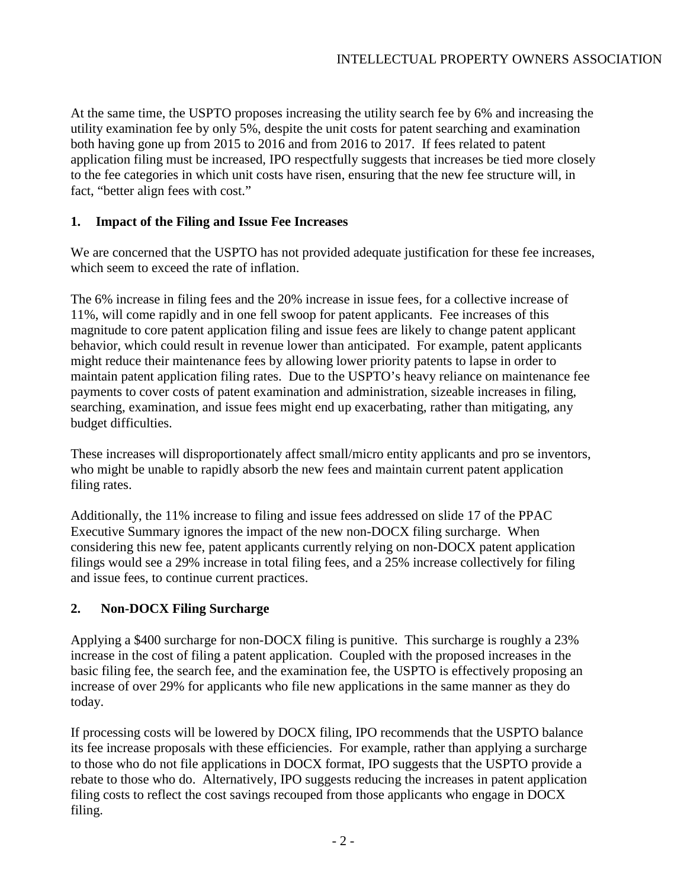At the same time, the USPTO proposes increasing the utility search fee by 6% and increasing the utility examination fee by only 5%, despite the unit costs for patent searching and examination both having gone up from 2015 to 2016 and from 2016 to 2017. If fees related to patent application filing must be increased, IPO respectfully suggests that increases be tied more closely to the fee categories in which unit costs have risen, ensuring that the new fee structure will, in fact, "better align fees with cost."

## 1. Impact of the Filing and Issue Fee Increases

We are concerned that the USPTO has not provided adequate justification for these fee increases, which seem to exceed the rate of inflation.

The 6% increase in filing fees and the 20% increase in issue fees, for a collective increase of 11%, will come rapidly and in one fell swoop for patent applicants. Fee increases of this magnitude to core patent application filing and issue fees are likely to change patent applicant behavior, which could result in revenue lower than anticipated. For example, patent applicants might reduce their maintenance fees by allowing lower priority patents to lapse in order to maintain patent application filing rates. Due to the USPTO's heavy reliance on maintenance fee payments to cover costs of patent examination and administration, sizeable increases in filing, searching, examination, and issue fees might end up exacerbating, rather than mitigating, any budget difficulties.

These increases will disproportionately affect small/micro entity applicants and pro se inventors, who might be unable to rapidly absorb the new fees and maintain current patent application filing rates.

Additionally, the 11% increase to filing and issue fees addressed on slide 17 of the PPAC Executive Summary ignores the impact of the new non-DOCX filing surcharge. When considering this new fee, patent applicants currently relying on non-DOCX patent application filings would see a 29% increase in total filing fees, and a 25% increase collectively for filing and issue fees, to continue current practices.

## 2. Non-DOCX Filing Surcharge

Applying a $400 surcharge for non-DOCX filing is punitive. This surcharge is roughly a 23% increase in the cost of filing a patent application. Coupled with the proposed increases in the basic filing fee, the search fee, and the examination fee, the USPTO is effectively proposing an increase of over 29% for applicants who file new applications in the same manner as they do today.

If processing costs will be lowered by DOCX filing, IPO recommends that the USPTO balance its fee increase proposals with these efficiencies. For example, rather than applying a surcharge to those who do not file applications in DOCX format, IPO suggests that the USPTO provide a rebate to those who do. Alternatively, IPO suggests reducing the increases in patent application filing costs to reflect the cost savings recouped from those applicants who engage in DOCX filing.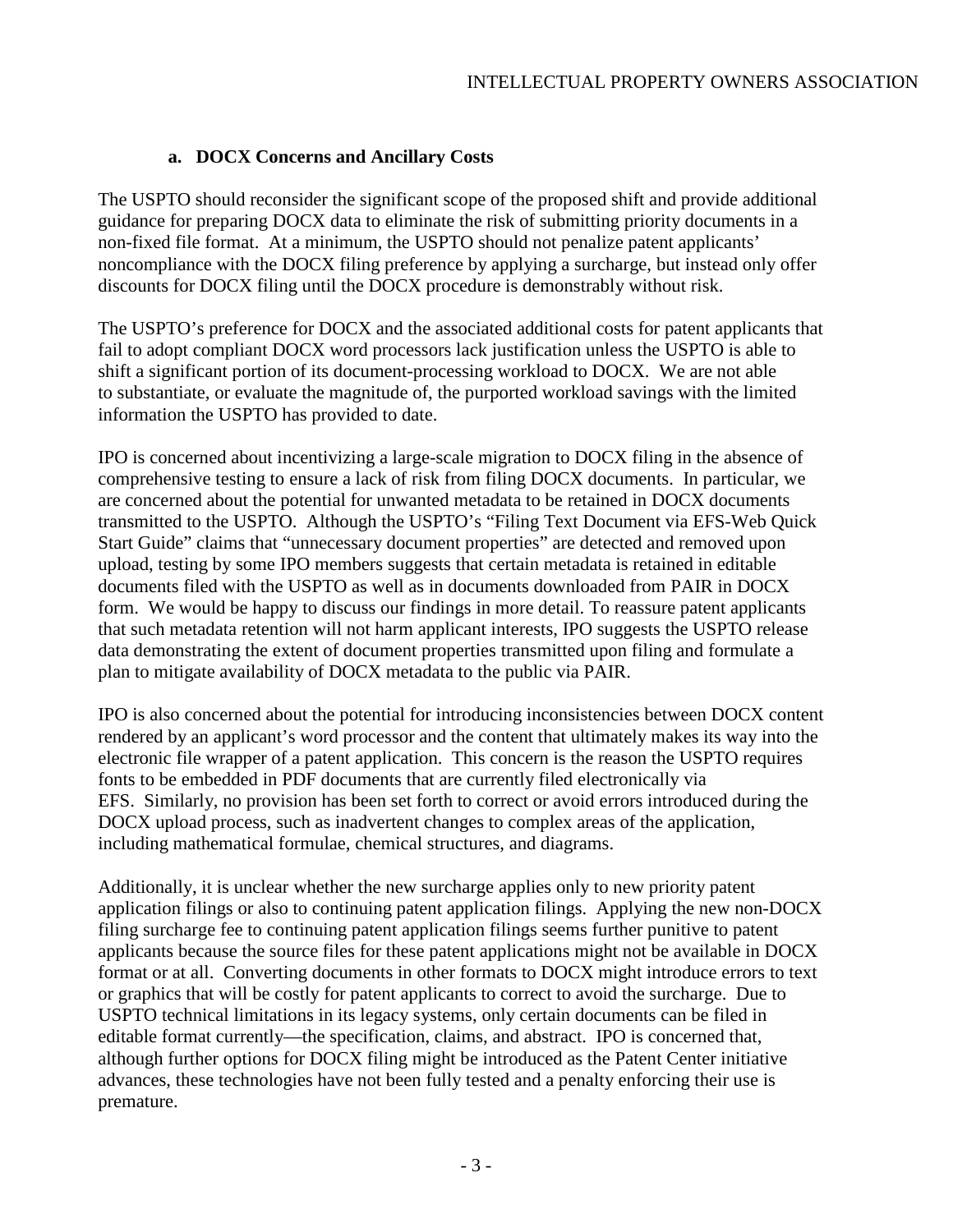### a. DOCX Concerns and Ancillary Costs

The USPTO should reconsider the significant scope of the proposed shift and provide additional guidance for preparing DOCX data to eliminate the risk of submitting priority documents in a non-fixed file format. At a minimum, the USPTO should not penalize patent applicants' noncompliance with the DOCX filing preference by applying a surcharge, but instead only offer discounts for DOCX filing until the DOCX procedure is demonstrably without risk.

The USPTO's preference for DOCX and the associated additional costs for patent applicants that fail to adopt compliant DOCX word processors lack justification unless the USPTO is able to shift a significant portion of its document-processing workload to DOCX. We are not able to substantiate, or evaluate the magnitude of, the purported workload savings with the limited information the USPTO has provided to date.

IPO is concerned about incentivizing a large-scale migration to DOCX filing in the absence of comprehensive testing to ensure a lack of risk from filing DOCX documents. In particular, we are concerned about the potential for unwanted metadata to be retained in DOCX documents transmitted to the USPTO. Although the USPTO's "Filing Text Document via EFS-Web Quick Start Guide" claims that "unnecessary document properties" are detected and removed upon upload, testing by some IPO members suggests that certain metadata is retained in editable documents filed with the USPTO as well as in documents downloaded from PAIR in DOCX form. We would be happy to discuss our findings in more detail. To reassure patent applicants that such metadata retention will not harm applicant interests, IPO suggests the USPTO release data demonstrating the extent of document properties transmitted upon filing and formulate a plan to mitigate availability of DOCX metadata to the public via PAIR.

IPO is also concerned about the potential for introducing inconsistencies between DOCX content rendered by an applicant's word processor and the content that ultimately makes its way into the electronic file wrapper of a patent application. This concern is the reason the USPTO requires fonts to be embedded in PDF documents that are currently filed electronically via EFS. Similarly, no provision has been set forth to correct or avoid errors introduced during the DOCX upload process, such as inadvertent changes to complex areas of the application, including mathematical formulae, chemical structures, and diagrams.

Additionally, it is unclear whether the new surcharge applies only to new priority patent application filings or also to continuing patent application filings. Applying the new non-DOCX filing surcharge fee to continuing patent application filings seems further punitive to patent applicants because the source files for these patent applications might not be available in DOCX format or at all. Converting documents in other formats to DOCX might introduce errors to text or graphics that will be costly for patent applicants to correct to avoid the surcharge. Due to USPTO technical limitations in its legacy systems, only certain documents can be filed in editable format currently—the specification, claims, and abstract. IPO is concerned that, although further options for DOCX filing might be introduced as the Patent Center initiative advances, these technologies have not been fully tested and a penalty enforcing their use is premature.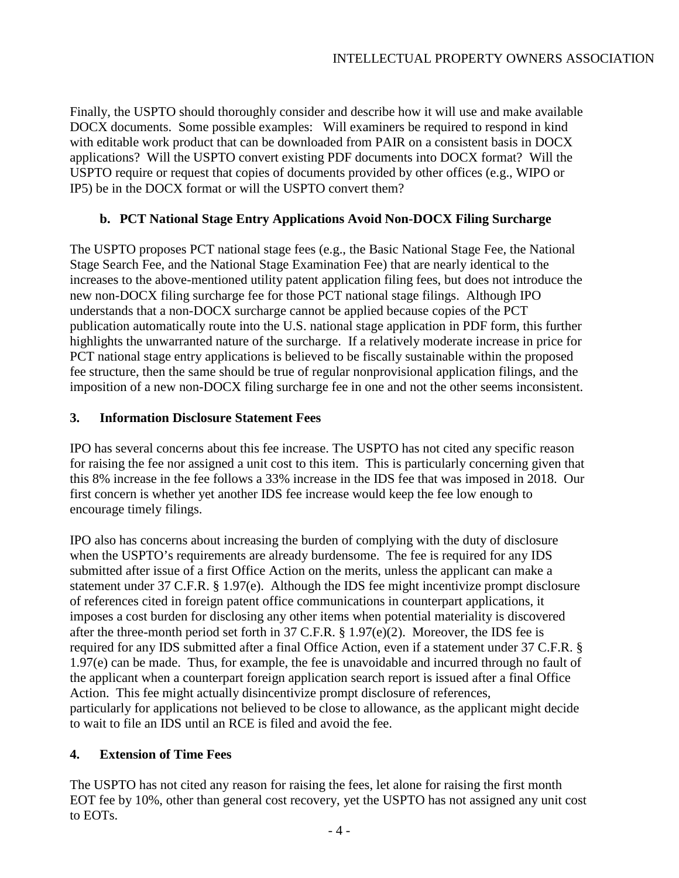Finally, the USPTO should thoroughly consider and describe how it will use and make available DOCX documents. Some possible examples: Will examiners be required to respond in kind with editable work product that can be downloaded from PAIR on a consistent basis in DOCX applications? Will the USPTO convert existing PDF documents into DOCX format? Will the USPTO require or request that copies of documents provided by other offices (e.g., WIPO or IP5) be in the DOCX format or will the USPTO convert them?

### b. PCT National Stage Entry Applications Avoid Non-DOCX Filing Surcharge

The USPTO proposes PCT national stage fees (e.g., the Basic National Stage Fee, the National Stage Search Fee, and the National Stage Examination Fee) that are nearly identical to the increases to the above-mentioned utility patent application filing fees, but does not introduce the new non-DOCX filing surcharge fee for those PCT national stage filings. Although IPO understands that a non-DOCX surcharge cannot be applied because copies of the PCT publication automatically route into the U.S. national stage application in PDF form, this further highlights the unwarranted nature of the surcharge. If a relatively moderate increase in price for PCT national stage entry applications is believed to be fiscally sustainable within the proposed fee structure, then the same should be true of regular nonprovisional application filings, and the imposition of a new non-DOCX filing surcharge fee in one and not the other seems inconsistent.

## 3. Information Disclosure Statement Fees

IPO has several concerns about this fee increase. The USPTO has not cited any specific reason for raising the fee nor assigned a unit cost to this item. This is particularly concerning given that this 8% increase in the fee follows a 33% increase in the IDS fee that was imposed in 2018. Our first concern is whether yet another IDS fee increase would keep the fee low enough to encourage timely filings.

IPO also has concerns about increasing the burden of complying with the duty of disclosure when the USPTO's requirements are already burdensome. The fee is required for any IDS submitted after issue of a first Office Action on the merits, unless the applicant can make a statement under 37 C.F.R. § 1.97(e). Although the IDS fee might incentivize prompt disclosure of references cited in foreign patent office communications in counterpart applications, it imposes a cost burden for disclosing any other items when potential materiality is discovered after the three-month period set forth in 37 C.F.R. § 1.97(e)(2). Moreover, the IDS fee is required for any IDS submitted after a final Office Action, even if a statement under 37 C.F.R. § 1.97(e) can be made. Thus, for example, the fee is unavoidable and incurred through no fault of the applicant when a counterpart foreign application search report is issued after a final Office Action. This fee might actually disincentivize prompt disclosure of references, particularly for applications not believed to be close to allowance, as the applicant might decide to wait to file an IDS until an RCE is filed and avoid the fee.

## 4. Extension of Time Fees

The USPTO has not cited any reason for raising the fees, let alone for raising the first month EOT fee by 10%, other than general cost recovery, yet the USPTO has not assigned any unit cost to EOTs.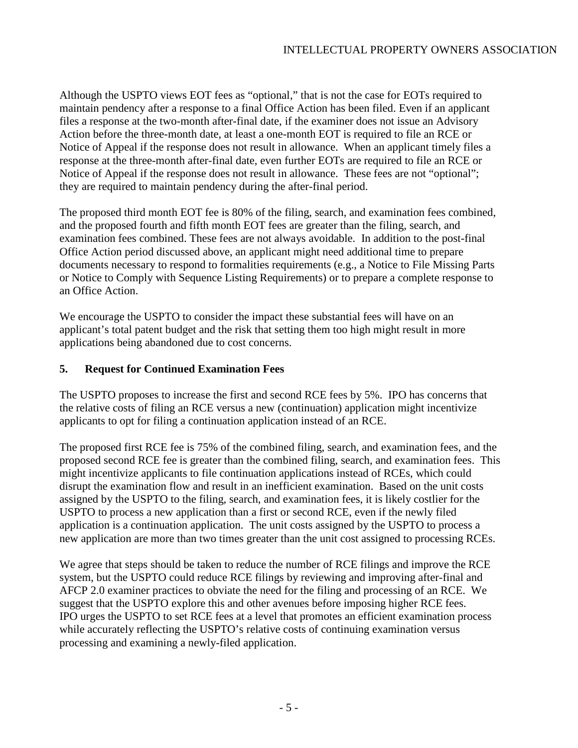Although the USPTO views EOT fees as "optional," that is not the case for EOTs required to maintain pendency after a response to a final Office Action has been filed. Even if an applicant files a response at the two-month after-final date, if the examiner does not issue an Advisory Action before the three-month date, at least a one-month EOT is required to file an RCE or Notice of Appeal if the response does not result in allowance. When an applicant timely files a response at the three-month after-final date, even further EOTs are required to file an RCE or Notice of Appeal if the response does not result in allowance. These fees are not "optional"; they are required to maintain pendency during the after-final period.

The proposed third month EOT fee is 80% of the filing, search, and examination fees combined, and the proposed fourth and fifth month EOT fees are greater than the filing, search, and examination fees combined. These fees are not always avoidable. In addition to the post-final Office Action period discussed above, an applicant might need additional time to prepare documents necessary to respond to formalities requirements (e.g., a Notice to File Missing Parts or Notice to Comply with Sequence Listing Requirements) or to prepare a complete response to an Office Action.

We encourage the USPTO to consider the impact these substantial fees will have on an applicant's total patent budget and the risk that setting them too high might result in more applications being abandoned due to cost concerns.

## 5. Request for Continued Examination Fees

The USPTO proposes to increase the first and second RCE fees by 5%. IPO has concerns that the relative costs of filing an RCE versus a new (continuation) application might incentivize applicants to opt for filing a continuation application instead of an RCE.

The proposed first RCE fee is 75% of the combined filing, search, and examination fees, and the proposed second RCE fee is greater than the combined filing, search, and examination fees. This might incentivize applicants to file continuation applications instead of RCEs, which could disrupt the examination flow and result in an inefficient examination. Based on the unit costs assigned by the USPTO to the filing, search, and examination fees, it is likely costlier for the USPTO to process a new application than a first or second RCE, even if the newly filed application is a continuation application. The unit costs assigned by the USPTO to process a new application are more than two times greater than the unit cost assigned to processing RCEs.

We agree that steps should be taken to reduce the number of RCE filings and improve the RCE system, but the USPTO could reduce RCE filings by reviewing and improving after-final and AFCP 2.0 examiner practices to obviate the need for the filing and processing of an RCE. We suggest that the USPTO explore this and other avenues before imposing higher RCE fees. IPO urges the USPTO to set RCE fees at a level that promotes an efficient examination process while accurately reflecting the USPTO's relative costs of continuing examination versus processing and examining a newly-filed application.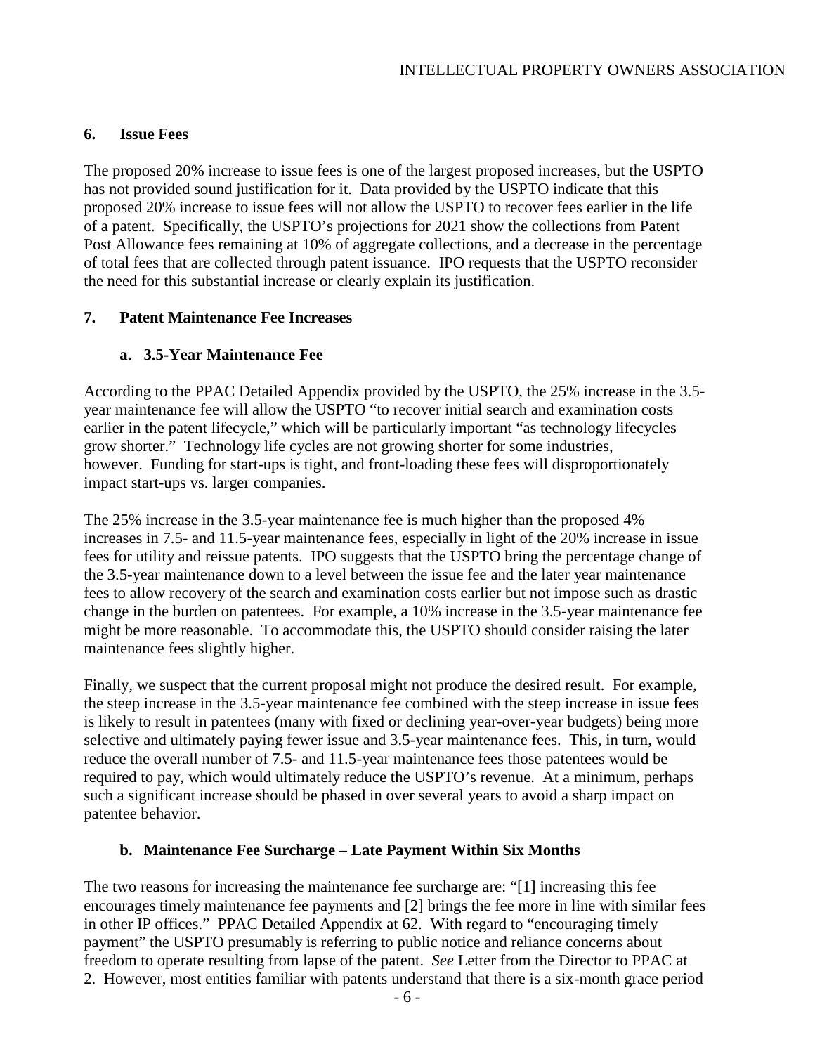### 6. Issue Fees

The proposed 20% increase to issue fees is one of the largest proposed increases, but the USPTO has not provided sound justification for it. Data provided by the USPTO indicate that this proposed 20% increase to issue fees will not allow the USPTO to recover fees earlier in the life of a patent. Specifically, the USPTO's projections for 2021 show the collections from Patent Post Allowance fees remaining at 10% of aggregate collections, and a decrease in the percentage of total fees that are collected through patent issuance. IPO requests that the USPTO reconsider the need for this substantial increase or clearly explain its justification.

### 7. Patent Maintenance Fee Increases

#### a. 3.5-Year Maintenance Fee

According to the PPAC Detailed Appendix provided by the USPTO, the 25% increase in the 3.5-year maintenance fee will allow the USPTO "to recover initial search and examination costs earlier in the patent lifecycle," which will be particularly important "as technology lifecycles grow shorter." Technology life cycles are not growing shorter for some industries, however. Funding for start-ups is tight, and front-loading these fees will disproportionately impact start-ups vs. larger companies.

The 25% increase in the 3.5-year maintenance fee is much higher than the proposed 4% increases in 7.5- and 11.5-year maintenance fees, especially in light of the 20% increase in issue fees for utility and reissue patents. IPO suggests that the USPTO bring the percentage change of the 3.5-year maintenance down to a level between the issue fee and the later year maintenance fees to allow recovery of the search and examination costs earlier but not impose such as drastic change in the burden on patentees. For example, a 10% increase in the 3.5-year maintenance fee might be more reasonable. To accommodate this, the USPTO should consider raising the later maintenance fees slightly higher.

Finally, we suspect that the current proposal might not produce the desired result. For example, the steep increase in the 3.5-year maintenance fee combined with the steep increase in issue fees is likely to result in patentees (many with fixed or declining year-over-year budgets) being more selective and ultimately paying fewer issue and 3.5-year maintenance fees. This, in turn, would reduce the overall number of 7.5- and 11.5-year maintenance fees those patentees would be required to pay, which would ultimately reduce the USPTO's revenue. At a minimum, perhaps such a significant increase should be phased in over several years to avoid a sharp impact on patentee behavior.

#### b. Maintenance Fee Surcharge – Late Payment Within Six Months

The two reasons for increasing the maintenance fee surcharge are: "[1] increasing this fee encourages timely maintenance fee payments and [2] brings the fee more in line with similar fees in other IP offices." PPAC Detailed Appendix at 62. With regard to "encouraging timely payment" the USPTO presumably is referring to public notice and reliance concerns about freedom to operate resulting from lapse of the patent. *See* Letter from the Director to PPAC at 2. However, most entities familiar with patents understand that there is a six-month grace period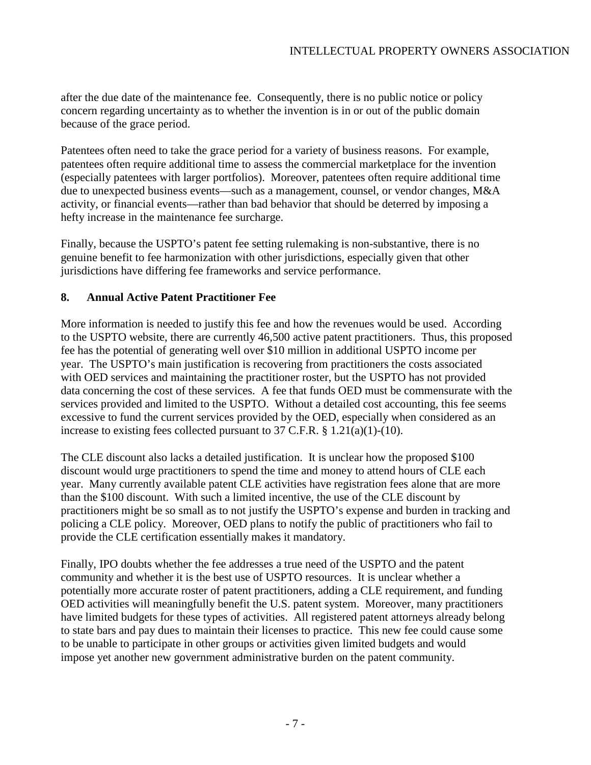after the due date of the maintenance fee. Consequently, there is no public notice or policy concern regarding uncertainty as to whether the invention is in or out of the public domain because of the grace period.

Patentees often need to take the grace period for a variety of business reasons. For example, patentees often require additional time to assess the commercial marketplace for the invention (especially patentees with larger portfolios). Moreover, patentees often require additional time due to unexpected business events—such as a management, counsel, or vendor changes, M&A activity, or financial events—rather than bad behavior that should be deterred by imposing a hefty increase in the maintenance fee surcharge.

Finally, because the USPTO's patent fee setting rulemaking is non-substantive, there is no genuine benefit to fee harmonization with other jurisdictions, especially given that other jurisdictions have differing fee frameworks and service performance.

## 8. Annual Active Patent Practitioner Fee

More information is needed to justify this fee and how the revenues would be used. According to the USPTO website, there are currently 46,500 active patent practitioners. Thus, this proposed fee has the potential of generating well over $10 million in additional USPTO income per year. The USPTO's main justification is recovering from practitioners the costs associated with OED services and maintaining the practitioner roster, but the USPTO has not provided data concerning the cost of these services. A fee that funds OED must be commensurate with the services provided and limited to the USPTO. Without a detailed cost accounting, this fee seems excessive to fund the current services provided by the OED, especially when considered as an increase to existing fees collected pursuant to 37 C.F.R. § 1.21(a)(1)-(10).

The CLE discount also lacks a detailed justification. It is unclear how the proposed $100 discount would urge practitioners to spend the time and money to attend hours of CLE each year. Many currently available patent CLE activities have registration fees alone that are more than the $100 discount. With such a limited incentive, the use of the CLE discount by practitioners might be so small as to not justify the USPTO's expense and burden in tracking and policing a CLE policy. Moreover, OED plans to notify the public of practitioners who fail to provide the CLE certification essentially makes it mandatory.

Finally, IPO doubts whether the fee addresses a true need of the USPTO and the patent community and whether it is the best use of USPTO resources. It is unclear whether a potentially more accurate roster of patent practitioners, adding a CLE requirement, and funding OED activities will meaningfully benefit the U.S. patent system. Moreover, many practitioners have limited budgets for these types of activities. All registered patent attorneys already belong to state bars and pay dues to maintain their licenses to practice. This new fee could cause some to be unable to participate in other groups or activities given limited budgets and would impose yet another new government administrative burden on the patent community.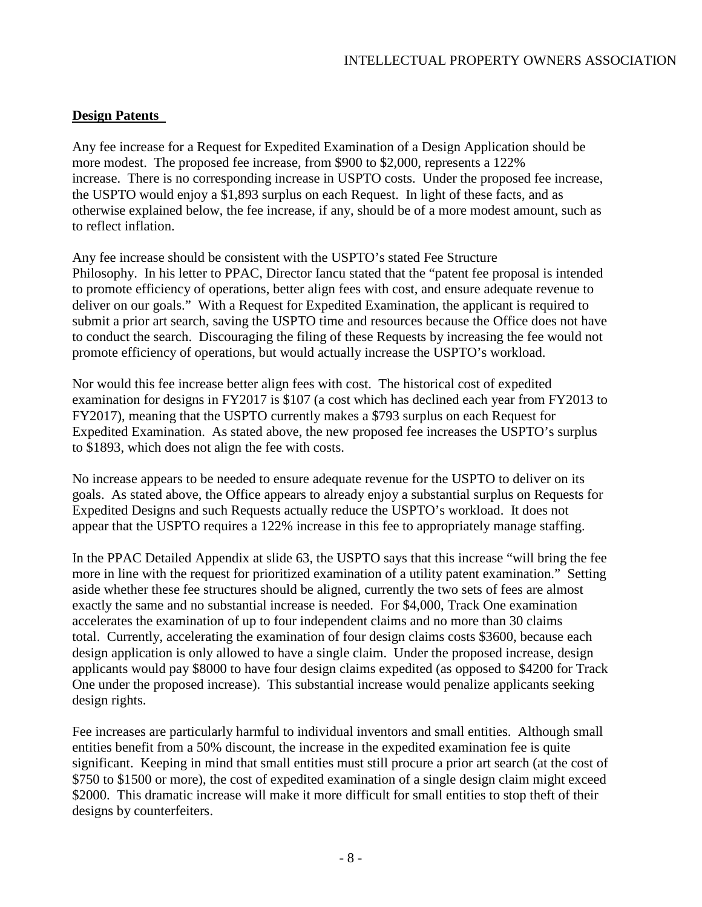**<u>Design Patents</u>**

Any fee increase for a Request for Expedited Examination of a Design Application should be more modest. The proposed fee increase, from $900 to $2,000, represents a 122% increase. There is no corresponding increase in USPTO costs. Under the proposed fee increase, the USPTO would enjoy a $1,893 surplus on each Request. In light of these facts, and as otherwise explained below, the fee increase, if any, should be of a more modest amount, such as to reflect inflation.

Any fee increase should be consistent with the USPTO's stated Fee Structure Philosophy. In his letter to PPAC, Director Iancu stated that the "patent fee proposal is intended to promote efficiency of operations, better align fees with cost, and ensure adequate revenue to deliver on our goals." With a Request for Expedited Examination, the applicant is required to submit a prior art search, saving the USPTO time and resources because the Office does not have to conduct the search. Discouraging the filing of these Requests by increasing the fee would not promote efficiency of operations, but would actually increase the USPTO's workload.

Nor would this fee increase better align fees with cost. The historical cost of expedited examination for designs in FY2017 is $107 (a cost which has declined each year from FY2013 to FY2017), meaning that the USPTO currently makes a $793 surplus on each Request for Expedited Examination. As stated above, the new proposed fee increases the USPTO's surplus to $1893, which does not align the fee with costs.

No increase appears to be needed to ensure adequate revenue for the USPTO to deliver on its goals. As stated above, the Office appears to already enjoy a substantial surplus on Requests for Expedited Designs and such Requests actually reduce the USPTO's workload. It does not appear that the USPTO requires a 122% increase in this fee to appropriately manage staffing.

In the PPAC Detailed Appendix at slide 63, the USPTO says that this increase "will bring the fee more in line with the request for prioritized examination of a utility patent examination." Setting aside whether these fee structures should be aligned, currently the two sets of fees are almost exactly the same and no substantial increase is needed. For $4,000, Track One examination accelerates the examination of up to four independent claims and no more than 30 claims total. Currently, accelerating the examination of four design claims costs $3600, because each design application is only allowed to have a single claim. Under the proposed increase, design applicants would pay $8000 to have four design claims expedited (as opposed to $4200 for Track One under the proposed increase). This substantial increase would penalize applicants seeking design rights.

Fee increases are particularly harmful to individual inventors and small entities. Although small entities benefit from a 50% discount, the increase in the expedited examination fee is quite significant. Keeping in mind that small entities must still procure a prior art search (at the cost of $750 to $1500 or more), the cost of expedited examination of a single design claim might exceed $2000. This dramatic increase will make it more difficult for small entities to stop theft of their designs by counterfeiters.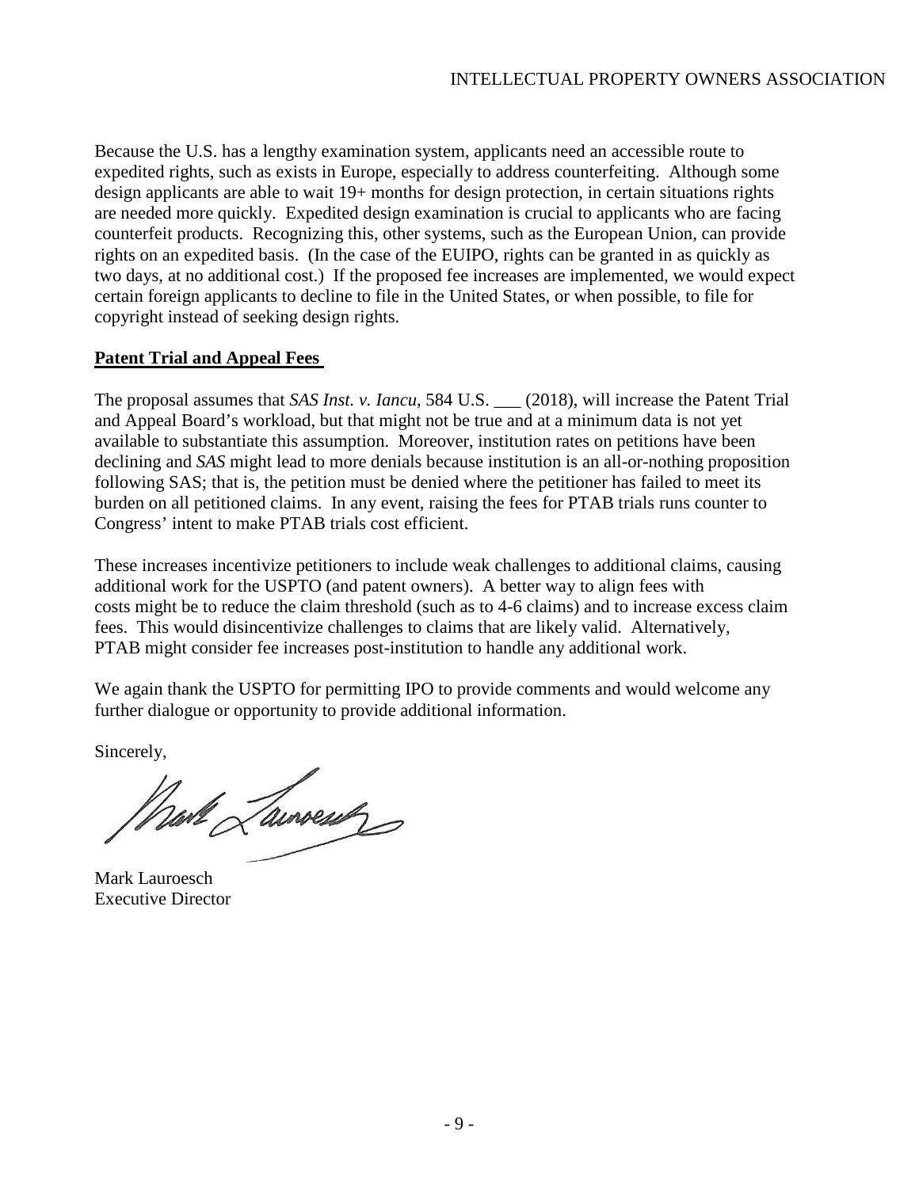Because the U.S. has a lengthy examination system, applicants need an accessible route to expedited rights, such as exists in Europe, especially to address counterfeiting. Although some design applicants are able to wait 19+ months for design protection, in certain situations rights are needed more quickly. Expedited design examination is crucial to applicants who are facing counterfeit products. Recognizing this, other systems, such as the European Union, can provide rights on an expedited basis. (In the case of the EUIPO, rights can be granted in as quickly as two days, at no additional cost.) If the proposed fee increases are implemented, we would expect certain foreign applicants to decline to file in the United States, or when possible, to file for copyright instead of seeking design rights.

**Patent Trial and Appeal Fees**

The proposal assumes that *SAS Inst. v. Iancu*, 584 U.S. ___ (2018), will increase the Patent Trial and Appeal Board's workload, but that might not be true and at a minimum data is not yet available to substantiate this assumption. Moreover, institution rates on petitions have been declining and *SAS* might lead to more denials because institution is an all-or-nothing proposition following SAS; that is, the petition must be denied where the petitioner has failed to meet its burden on all petitioned claims. In any event, raising the fees for PTAB trials runs counter to Congress' intent to make PTAB trials cost efficient.

These increases incentivize petitioners to include weak challenges to additional claims, causing additional work for the USPTO (and patent owners). A better way to align fees with costs might be to reduce the claim threshold (such as to 4-6 claims) and to increase excess claim fees. This would disincentivize challenges to claims that are likely valid. Alternatively, PTAB might consider fee increases post-institution to handle any additional work.

We again thank the USPTO for permitting IPO to provide comments and would welcome any further dialogue or opportunity to provide additional information.

Sincerely,

Mark Lauroesch
Executive Director